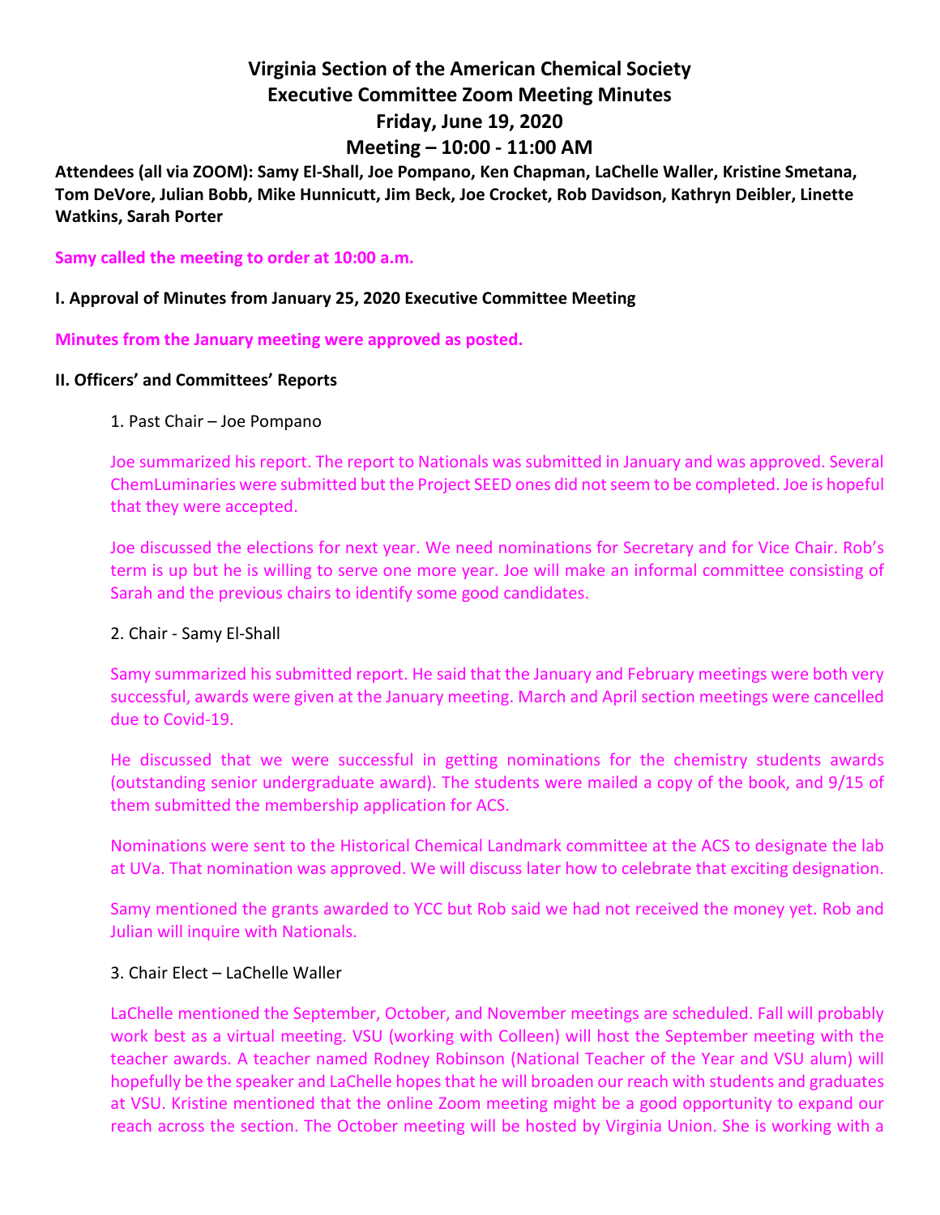# Virginia Section of the American Chemical Society
# Executive Committee Zoom Meeting Minutes
# Friday, June 19, 2020
# Meeting – 10:00 - 11:00 AM

**Attendees (all via ZOOM): Samy El-Shall, Joe Pompano, Ken Chapman, LaChelle Waller, Kristine Smetana, Tom DeVore, Julian Bobb, Mike Hunnicutt, Jim Beck, Joe Crocket, Rob Davidson, Kathryn Deibler, Linette Watkins, Sarah Porter**

**Samy called the meeting to order at 10:00 a.m.**

**I. Approval of Minutes from January 25, 2020 Executive Committee Meeting**

**Minutes from the January meeting were approved as posted.**

**II. Officers' and Committees' Reports**

1. Past Chair – Joe Pompano

Joe summarized his report. The report to Nationals was submitted in January and was approved. Several ChemLuminaries were submitted but the Project SEED ones did not seem to be completed. Joe is hopeful that they were accepted.

Joe discussed the elections for next year. We need nominations for Secretary and for Vice Chair. Rob's term is up but he is willing to serve one more year. Joe will make an informal committee consisting of Sarah and the previous chairs to identify some good candidates.

2. Chair - Samy El-Shall

Samy summarized his submitted report. He said that the January and February meetings were both very successful, awards were given at the January meeting. March and April section meetings were cancelled due to Covid-19.

He discussed that we were successful in getting nominations for the chemistry students awards (outstanding senior undergraduate award). The students were mailed a copy of the book, and 9/15 of them submitted the membership application for ACS.

Nominations were sent to the Historical Chemical Landmark committee at the ACS to designate the lab at UVa. That nomination was approved. We will discuss later how to celebrate that exciting designation.

Samy mentioned the grants awarded to YCC but Rob said we had not received the money yet. Rob and Julian will inquire with Nationals.

3. Chair Elect – LaChelle Waller

LaChelle mentioned the September, October, and November meetings are scheduled. Fall will probably work best as a virtual meeting. VSU (working with Colleen) will host the September meeting with the teacher awards. A teacher named Rodney Robinson (National Teacher of the Year and VSU alum) will hopefully be the speaker and LaChelle hopes that he will broaden our reach with students and graduates at VSU. Kristine mentioned that the online Zoom meeting might be a good opportunity to expand our reach across the section. The October meeting will be hosted by Virginia Union. She is working with a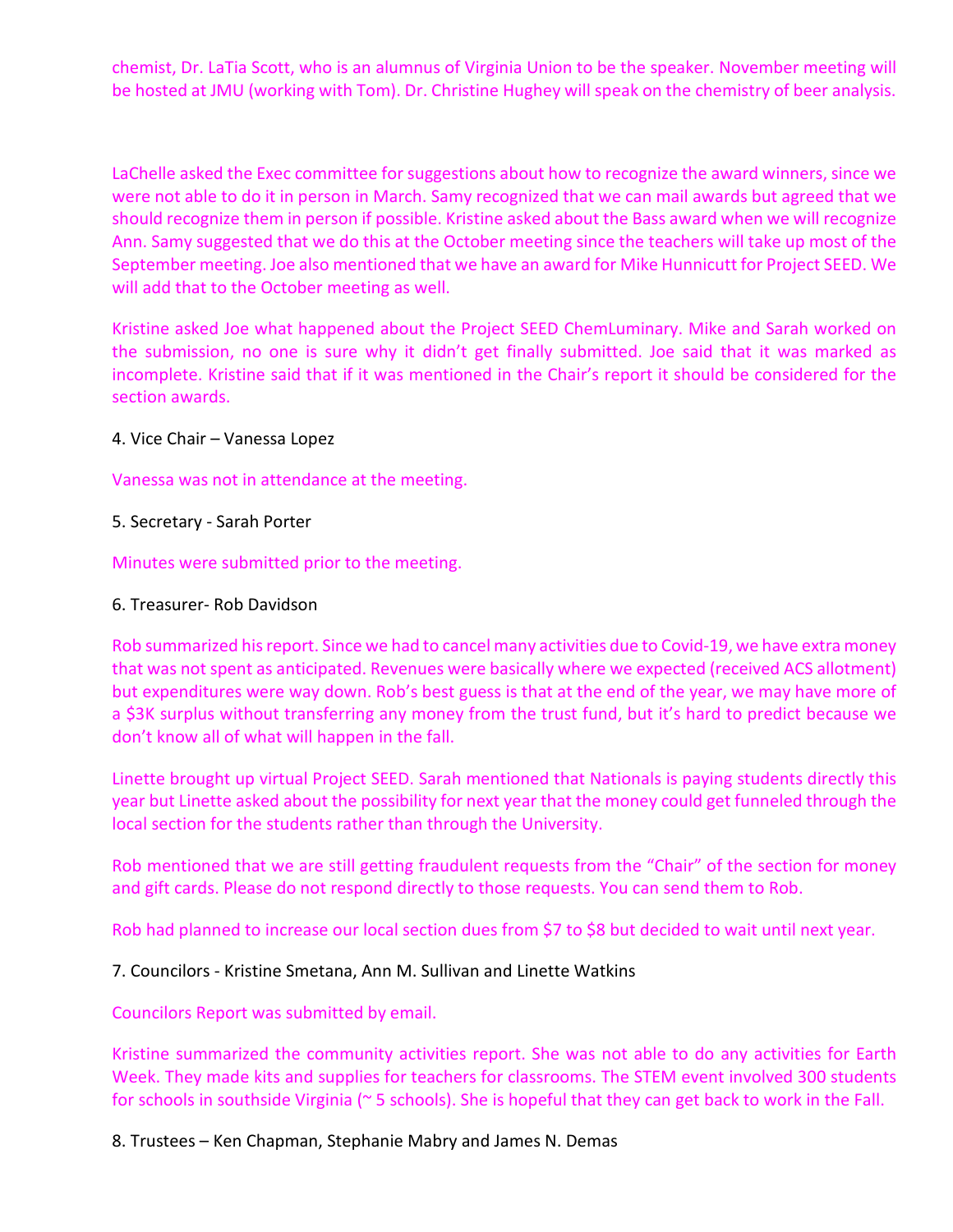chemist, Dr. LaTia Scott, who is an alumnus of Virginia Union to be the speaker. November meeting will be hosted at JMU (working with Tom). Dr. Christine Hughey will speak on the chemistry of beer analysis.

LaChelle asked the Exec committee for suggestions about how to recognize the award winners, since we were not able to do it in person in March. Samy recognized that we can mail awards but agreed that we should recognize them in person if possible. Kristine asked about the Bass award when we will recognize Ann. Samy suggested that we do this at the October meeting since the teachers will take up most of the September meeting. Joe also mentioned that we have an award for Mike Hunnicutt for Project SEED. We will add that to the October meeting as well.

Kristine asked Joe what happened about the Project SEED ChemLuminary. Mike and Sarah worked on the submission, no one is sure why it didn't get finally submitted. Joe said that it was marked as incomplete. Kristine said that if it was mentioned in the Chair's report it should be considered for the section awards.

4. Vice Chair – Vanessa Lopez

Vanessa was not in attendance at the meeting.

5. Secretary - Sarah Porter

Minutes were submitted prior to the meeting.

6. Treasurer- Rob Davidson

Rob summarized his report. Since we had to cancel many activities due to Covid-19, we have extra money that was not spent as anticipated. Revenues were basically where we expected (received ACS allotment) but expenditures were way down. Rob's best guess is that at the end of the year, we may have more of a $3K surplus without transferring any money from the trust fund, but it's hard to predict because we don't know all of what will happen in the fall.

Linette brought up virtual Project SEED. Sarah mentioned that Nationals is paying students directly this year but Linette asked about the possibility for next year that the money could get funneled through the local section for the students rather than through the University.

Rob mentioned that we are still getting fraudulent requests from the "Chair" of the section for money and gift cards. Please do not respond directly to those requests. You can send them to Rob.

Rob had planned to increase our local section dues from $7 to $8 but decided to wait until next year.

7. Councilors - Kristine Smetana, Ann M. Sullivan and Linette Watkins

Councilors Report was submitted by email.

Kristine summarized the community activities report. She was not able to do any activities for Earth Week. They made kits and supplies for teachers for classrooms. The STEM event involved 300 students for schools in southside Virginia (~ 5 schools). She is hopeful that they can get back to work in the Fall.

8. Trustees – Ken Chapman, Stephanie Mabry and James N. Demas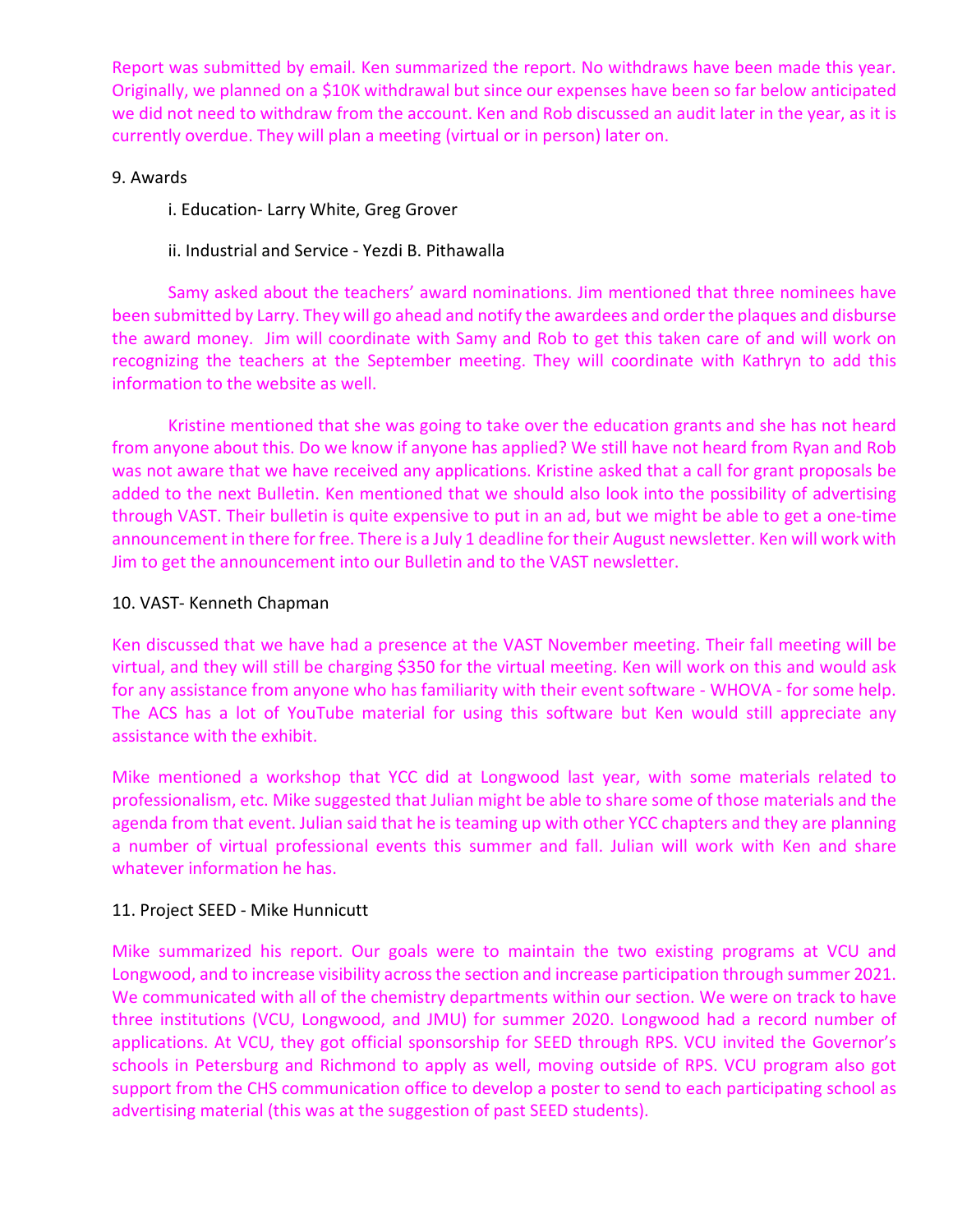Report was submitted by email. Ken summarized the report. No withdraws have been made this year. Originally, we planned on a $10K withdrawal but since our expenses have been so far below anticipated we did not need to withdraw from the account. Ken and Rob discussed an audit later in the year, as it is currently overdue. They will plan a meeting (virtual or in person) later on.

9. Awards

i. Education- Larry White, Greg Grover

ii. Industrial and Service - Yezdi B. Pithawalla

Samy asked about the teachers' award nominations. Jim mentioned that three nominees have been submitted by Larry. They will go ahead and notify the awardees and order the plaques and disburse the award money. Jim will coordinate with Samy and Rob to get this taken care of and will work on recognizing the teachers at the September meeting. They will coordinate with Kathryn to add this information to the website as well.

Kristine mentioned that she was going to take over the education grants and she has not heard from anyone about this. Do we know if anyone has applied? We still have not heard from Ryan and Rob was not aware that we have received any applications. Kristine asked that a call for grant proposals be added to the next Bulletin. Ken mentioned that we should also look into the possibility of advertising through VAST. Their bulletin is quite expensive to put in an ad, but we might be able to get a one-time announcement in there for free. There is a July 1 deadline for their August newsletter. Ken will work with Jim to get the announcement into our Bulletin and to the VAST newsletter.

10. VAST- Kenneth Chapman

Ken discussed that we have had a presence at the VAST November meeting. Their fall meeting will be virtual, and they will still be charging $350 for the virtual meeting. Ken will work on this and would ask for any assistance from anyone who has familiarity with their event software - WHOVA - for some help. The ACS has a lot of YouTube material for using this software but Ken would still appreciate any assistance with the exhibit.

Mike mentioned a workshop that YCC did at Longwood last year, with some materials related to professionalism, etc. Mike suggested that Julian might be able to share some of those materials and the agenda from that event. Julian said that he is teaming up with other YCC chapters and they are planning a number of virtual professional events this summer and fall. Julian will work with Ken and share whatever information he has.

11. Project SEED - Mike Hunnicutt

Mike summarized his report. Our goals were to maintain the two existing programs at VCU and Longwood, and to increase visibility across the section and increase participation through summer 2021. We communicated with all of the chemistry departments within our section. We were on track to have three institutions (VCU, Longwood, and JMU) for summer 2020. Longwood had a record number of applications. At VCU, they got official sponsorship for SEED through RPS. VCU invited the Governor's schools in Petersburg and Richmond to apply as well, moving outside of RPS. VCU program also got support from the CHS communication office to develop a poster to send to each participating school as advertising material (this was at the suggestion of past SEED students).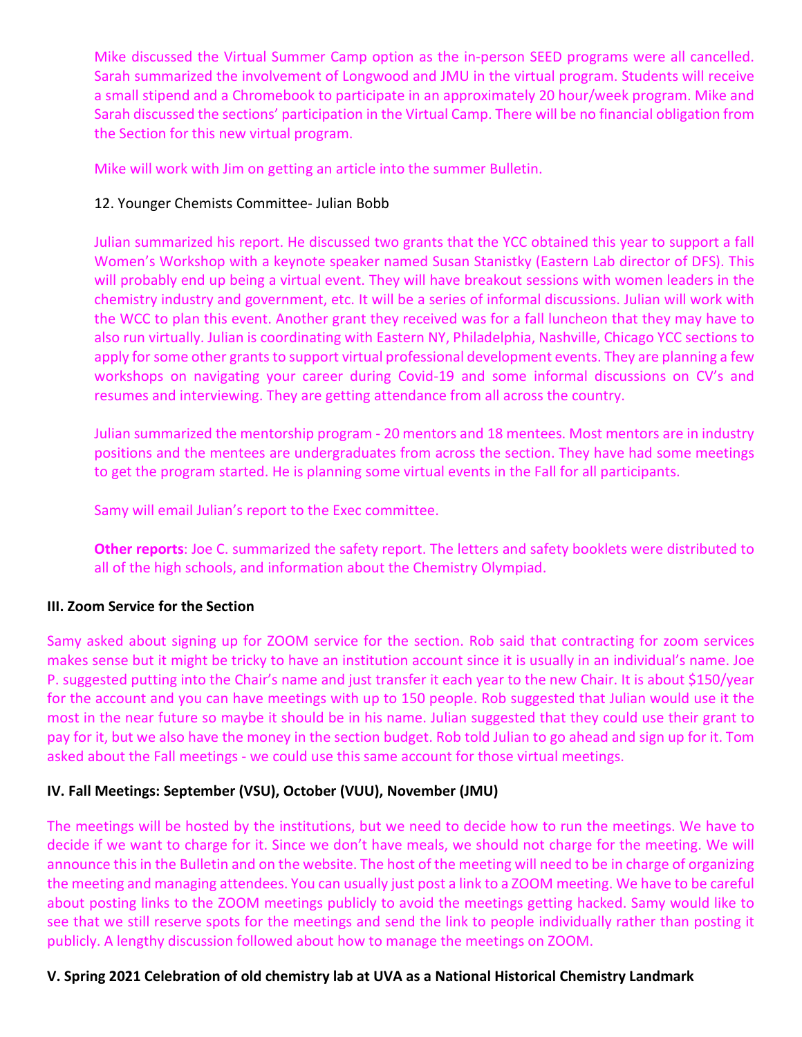Mike discussed the Virtual Summer Camp option as the in-person SEED programs were all cancelled. Sarah summarized the involvement of Longwood and JMU in the virtual program. Students will receive a small stipend and a Chromebook to participate in an approximately 20 hour/week program. Mike and Sarah discussed the sections' participation in the Virtual Camp. There will be no financial obligation from the Section for this new virtual program.

Mike will work with Jim on getting an article into the summer Bulletin.

12. Younger Chemists Committee- Julian Bobb

Julian summarized his report. He discussed two grants that the YCC obtained this year to support a fall Women's Workshop with a keynote speaker named Susan Stanistky (Eastern Lab director of DFS). This will probably end up being a virtual event. They will have breakout sessions with women leaders in the chemistry industry and government, etc. It will be a series of informal discussions. Julian will work with the WCC to plan this event. Another grant they received was for a fall luncheon that they may have to also run virtually. Julian is coordinating with Eastern NY, Philadelphia, Nashville, Chicago YCC sections to apply for some other grants to support virtual professional development events. They are planning a few workshops on navigating your career during Covid-19 and some informal discussions on CV's and resumes and interviewing. They are getting attendance from all across the country.

Julian summarized the mentorship program - 20 mentors and 18 mentees. Most mentors are in industry positions and the mentees are undergraduates from across the section. They have had some meetings to get the program started. He is planning some virtual events in the Fall for all participants.

Samy will email Julian's report to the Exec committee.

**Other reports**: Joe C. summarized the safety report. The letters and safety booklets were distributed to all of the high schools, and information about the Chemistry Olympiad.

**III. Zoom Service for the Section**

Samy asked about signing up for ZOOM service for the section. Rob said that contracting for zoom services makes sense but it might be tricky to have an institution account since it is usually in an individual's name. Joe P. suggested putting into the Chair's name and just transfer it each year to the new Chair. It is about $150/year for the account and you can have meetings with up to 150 people. Rob suggested that Julian would use it the most in the near future so maybe it should be in his name. Julian suggested that they could use their grant to pay for it, but we also have the money in the section budget. Rob told Julian to go ahead and sign up for it. Tom asked about the Fall meetings - we could use this same account for those virtual meetings.

**IV. Fall Meetings: September (VSU), October (VUU), November (JMU)**

The meetings will be hosted by the institutions, but we need to decide how to run the meetings. We have to decide if we want to charge for it. Since we don't have meals, we should not charge for the meeting. We will announce this in the Bulletin and on the website. The host of the meeting will need to be in charge of organizing the meeting and managing attendees. You can usually just post a link to a ZOOM meeting. We have to be careful about posting links to the ZOOM meetings publicly to avoid the meetings getting hacked. Samy would like to see that we still reserve spots for the meetings and send the link to people individually rather than posting it publicly. A lengthy discussion followed about how to manage the meetings on ZOOM.

**V. Spring 2021 Celebration of old chemistry lab at UVA as a National Historical Chemistry Landmark**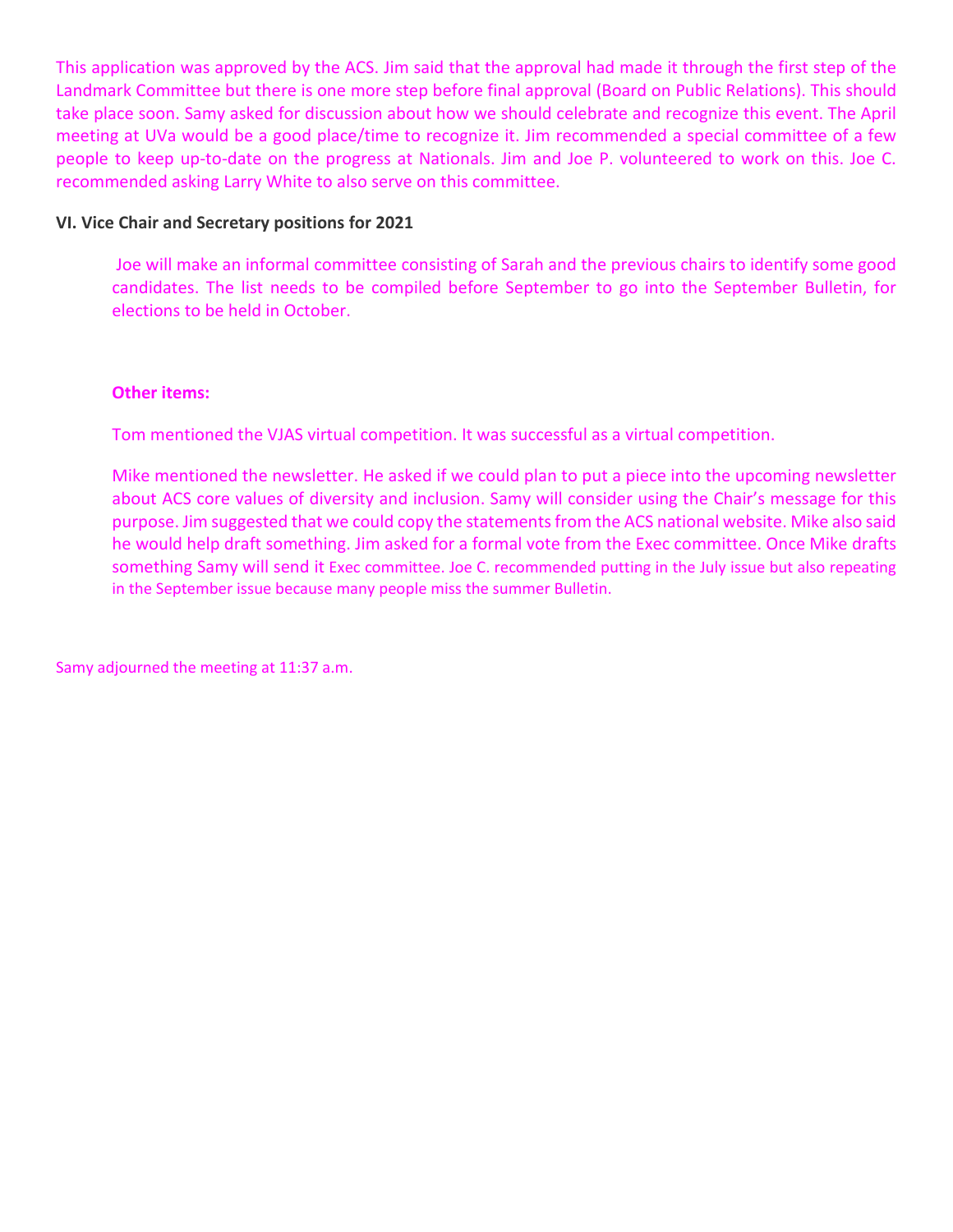This application was approved by the ACS. Jim said that the approval had made it through the first step of the Landmark Committee but there is one more step before final approval (Board on Public Relations). This should take place soon. Samy asked for discussion about how we should celebrate and recognize this event. The April meeting at UVa would be a good place/time to recognize it. Jim recommended a special committee of a few people to keep up-to-date on the progress at Nationals. Jim and Joe P. volunteered to work on this. Joe C. recommended asking Larry White to also serve on this committee.

**VI. Vice Chair and Secretary positions for 2021**

Joe will make an informal committee consisting of Sarah and the previous chairs to identify some good candidates. The list needs to be compiled before September to go into the September Bulletin, for elections to be held in October.

**Other items:**

Tom mentioned the VJAS virtual competition. It was successful as a virtual competition.

Mike mentioned the newsletter. He asked if we could plan to put a piece into the upcoming newsletter about ACS core values of diversity and inclusion. Samy will consider using the Chair's message for this purpose. Jim suggested that we could copy the statements from the ACS national website. Mike also said he would help draft something. Jim asked for a formal vote from the Exec committee. Once Mike drafts something Samy will send it Exec committee. Joe C. recommended putting in the July issue but also repeating in the September issue because many people miss the summer Bulletin.

Samy adjourned the meeting at 11:37 a.m.